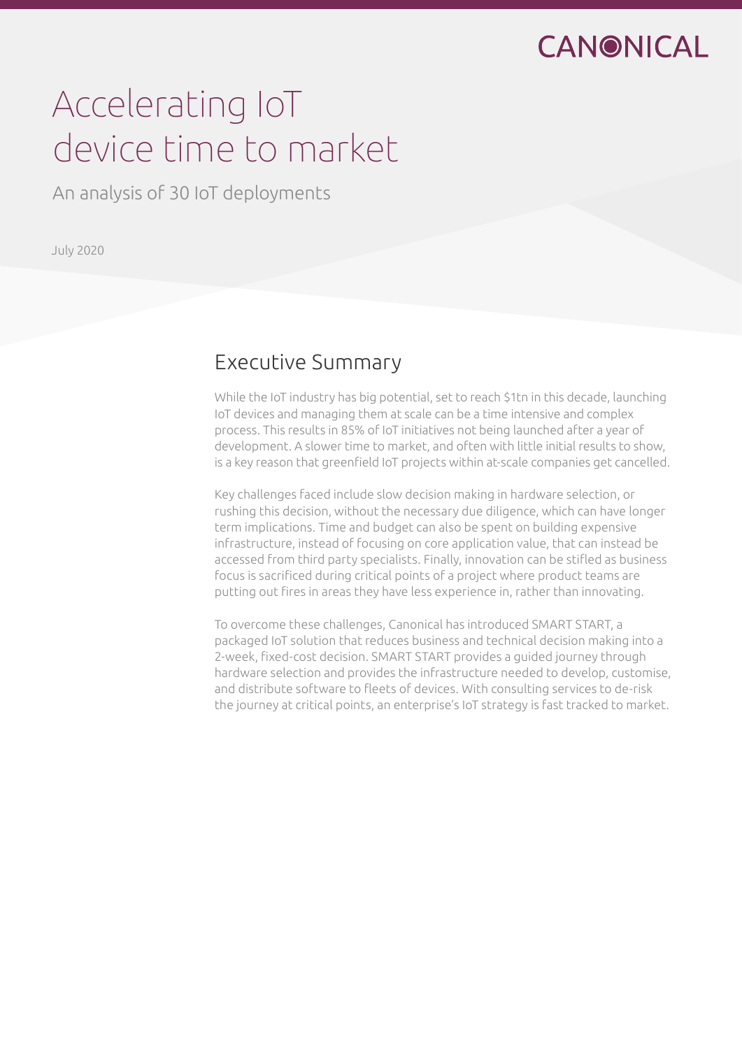CANONICAL

# Accelerating IoT device time to market

An analysis of 30 IoT deployments

July 2020

## Executive Summary

While the IoT industry has big potential, set to reach $1tn in this decade, launching IoT devices and managing them at scale can be a time intensive and complex process. This results in 85% of IoT initiatives not being launched after a year of development. A slower time to market, and often with little initial results to show, is a key reason that greenfield IoT projects within at-scale companies get cancelled.

Key challenges faced include slow decision making in hardware selection, or rushing this decision, without the necessary due diligence, which can have longer term implications. Time and budget can also be spent on building expensive infrastructure, instead of focusing on core application value, that can instead be accessed from third party specialists. Finally, innovation can be stifled as business focus is sacrificed during critical points of a project where product teams are putting out fires in areas they have less experience in, rather than innovating.

To overcome these challenges, Canonical has introduced SMART START, a packaged IoT solution that reduces business and technical decision making into a 2-week, fixed-cost decision. SMART START provides a guided journey through hardware selection and provides the infrastructure needed to develop, customise, and distribute software to fleets of devices. With consulting services to de-risk the journey at critical points, an enterprise's IoT strategy is fast tracked to market.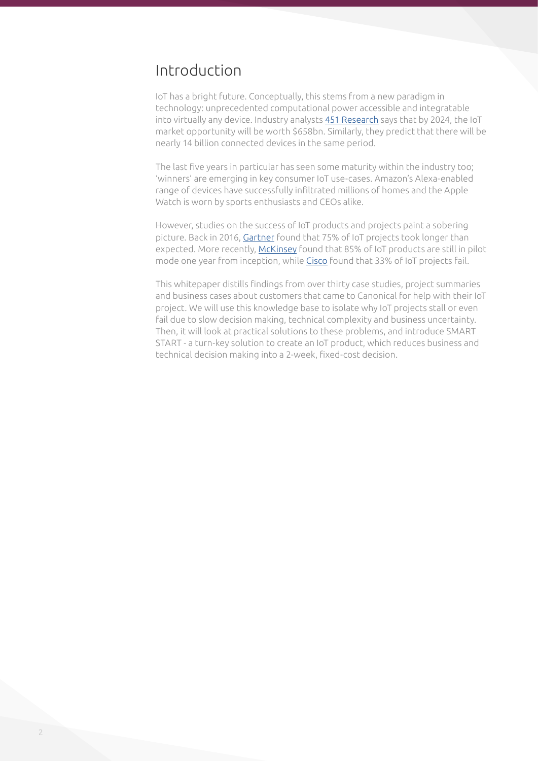# Introduction

IoT has a bright future. Conceptually, this stems from a new paradigm in technology: unprecedented computational power accessible and integratable into virtually any device. Industry analysts 451 Research says that by 2024, the IoT market opportunity will be worth $658bn. Similarly, they predict that there will be nearly 14 billion connected devices in the same period.

The last five years in particular has seen some maturity within the industry too; 'winners' are emerging in key consumer IoT use-cases. Amazon's Alexa-enabled range of devices have successfully infiltrated millions of homes and the Apple Watch is worn by sports enthusiasts and CEOs alike.

However, studies on the success of IoT products and projects paint a sobering picture. Back in 2016, Gartner found that 75% of IoT projects took longer than expected. More recently, McKinsey found that 85% of IoT products are still in pilot mode one year from inception, while Cisco found that 33% of IoT projects fail.

This whitepaper distills findings from over thirty case studies, project summaries and business cases about customers that came to Canonical for help with their IoT project. We will use this knowledge base to isolate why IoT projects stall or even fail due to slow decision making, technical complexity and business uncertainty. Then, it will look at practical solutions to these problems, and introduce SMART START - a turn-key solution to create an IoT product, which reduces business and technical decision making into a 2-week, fixed-cost decision.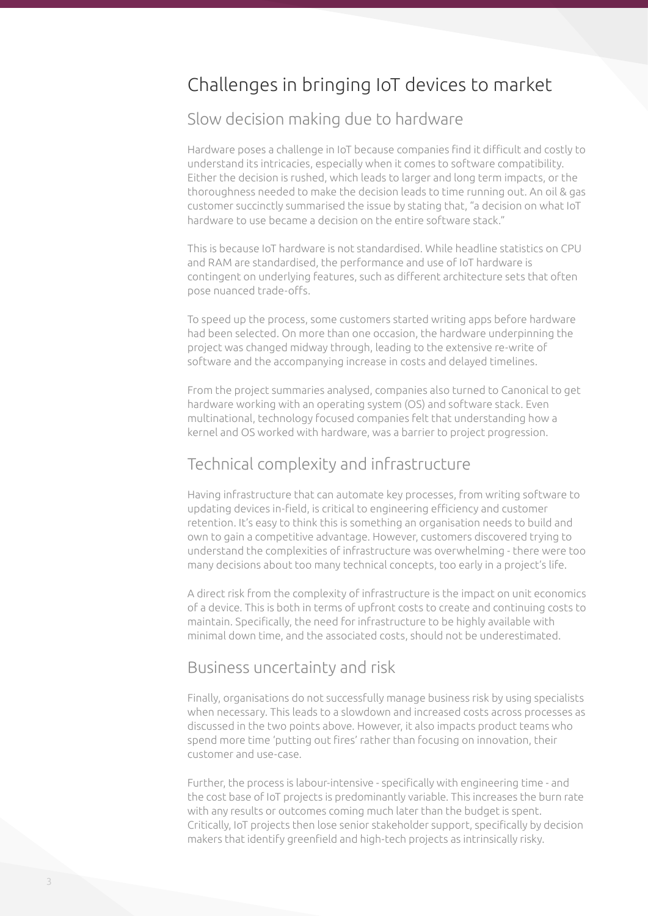# Challenges in bringing IoT devices to market

## Slow decision making due to hardware

Hardware poses a challenge in IoT because companies find it difficult and costly to understand its intricacies, especially when it comes to software compatibility. Either the decision is rushed, which leads to larger and long term impacts, or the thoroughness needed to make the decision leads to time running out. An oil & gas customer succinctly summarised the issue by stating that, "a decision on what IoT hardware to use became a decision on the entire software stack."

This is because IoT hardware is not standardised. While headline statistics on CPU and RAM are standardised, the performance and use of IoT hardware is contingent on underlying features, such as different architecture sets that often pose nuanced trade-offs.

To speed up the process, some customers started writing apps before hardware had been selected. On more than one occasion, the hardware underpinning the project was changed midway through, leading to the extensive re-write of software and the accompanying increase in costs and delayed timelines.

From the project summaries analysed, companies also turned to Canonical to get hardware working with an operating system (OS) and software stack. Even multinational, technology focused companies felt that understanding how a kernel and OS worked with hardware, was a barrier to project progression.

## Technical complexity and infrastructure

Having infrastructure that can automate key processes, from writing software to updating devices in-field, is critical to engineering efficiency and customer retention. It's easy to think this is something an organisation needs to build and own to gain a competitive advantage. However, customers discovered trying to understand the complexities of infrastructure was overwhelming - there were too many decisions about too many technical concepts, too early in a project's life.

A direct risk from the complexity of infrastructure is the impact on unit economics of a device. This is both in terms of upfront costs to create and continuing costs to maintain. Specifically, the need for infrastructure to be highly available with minimal down time, and the associated costs, should not be underestimated.

## Business uncertainty and risk

Finally, organisations do not successfully manage business risk by using specialists when necessary. This leads to a slowdown and increased costs across processes as discussed in the two points above. However, it also impacts product teams who spend more time 'putting out fires' rather than focusing on innovation, their customer and use-case.

Further, the process is labour-intensive - specifically with engineering time - and the cost base of IoT projects is predominantly variable. This increases the burn rate with any results or outcomes coming much later than the budget is spent. Critically, IoT projects then lose senior stakeholder support, specifically by decision makers that identify greenfield and high-tech projects as intrinsically risky.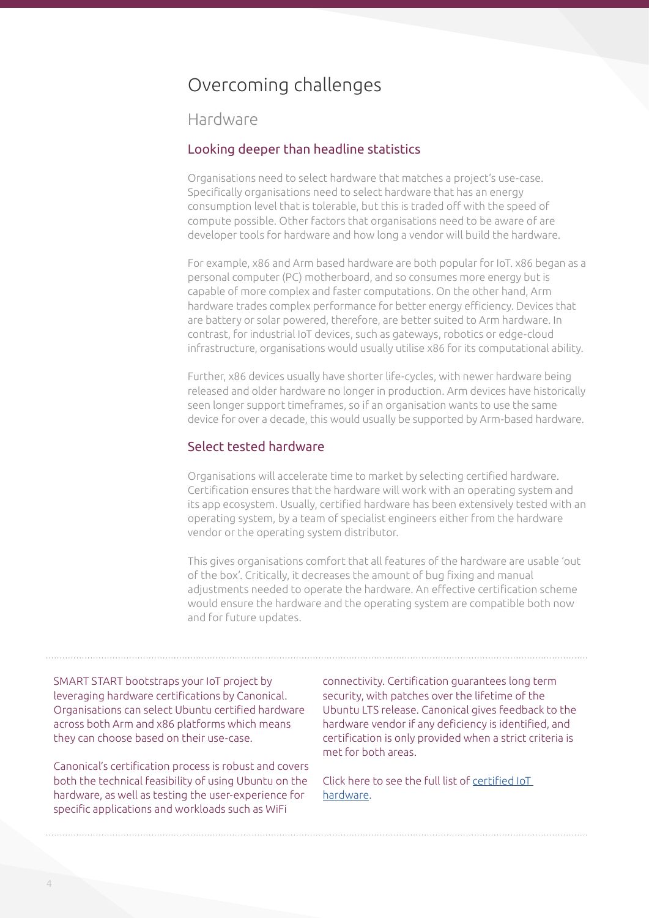# Overcoming challenges

## Hardware

### Looking deeper than headline statistics

Organisations need to select hardware that matches a project's use-case. Specifically organisations need to select hardware that has an energy consumption level that is tolerable, but this is traded off with the speed of compute possible. Other factors that organisations need to be aware of are developer tools for hardware and how long a vendor will build the hardware.

For example, x86 and Arm based hardware are both popular for IoT. x86 began as a personal computer (PC) motherboard, and so consumes more energy but is capable of more complex and faster computations. On the other hand, Arm hardware trades complex performance for better energy efficiency. Devices that are battery or solar powered, therefore, are better suited to Arm hardware. In contrast, for industrial IoT devices, such as gateways, robotics or edge-cloud infrastructure, organisations would usually utilise x86 for its computational ability.

Further, x86 devices usually have shorter life-cycles, with newer hardware being released and older hardware no longer in production. Arm devices have historically seen longer support timeframes, so if an organisation wants to use the same device for over a decade, this would usually be supported by Arm-based hardware.

### Select tested hardware

Organisations will accelerate time to market by selecting certified hardware. Certification ensures that the hardware will work with an operating system and its app ecosystem. Usually, certified hardware has been extensively tested with an operating system, by a team of specialist engineers either from the hardware vendor or the operating system distributor.

This gives organisations comfort that all features of the hardware are usable 'out of the box'. Critically, it decreases the amount of bug fixing and manual adjustments needed to operate the hardware. An effective certification scheme would ensure the hardware and the operating system are compatible both now and for future updates.

---

SMART START bootstraps your IoT project by leveraging hardware certifications by Canonical. Organisations can select Ubuntu certified hardware across both Arm and x86 platforms which means they can choose based on their use-case.

Canonical's certification process is robust and covers both the technical feasibility of using Ubuntu on the hardware, as well as testing the user-experience for specific applications and workloads such as WiFi connectivity. Certification guarantees long term security, with patches over the lifetime of the Ubuntu LTS release. Canonical gives feedback to the hardware vendor if any deficiency is identified, and certification is only provided when a strict criteria is met for both areas.

Click here to see the full list of certified IoT hardware.

---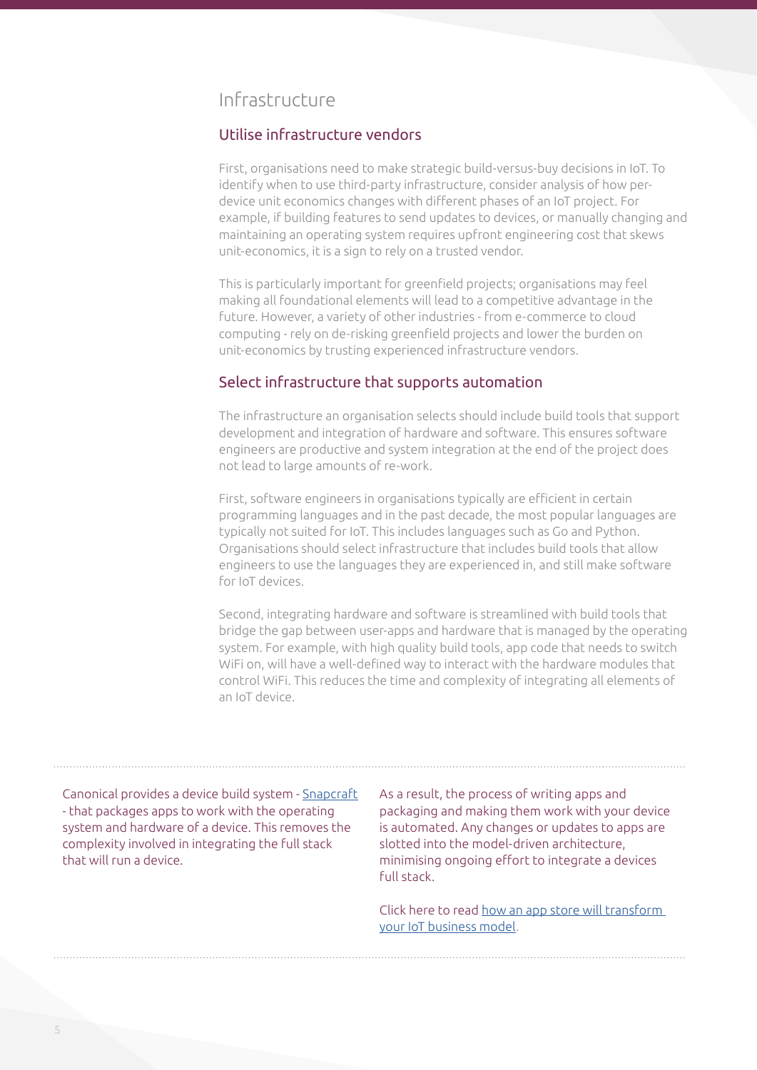# Infrastructure

## Utilise infrastructure vendors

First, organisations need to make strategic build-versus-buy decisions in IoT. To identify when to use third-party infrastructure, consider analysis of how per-device unit economics changes with different phases of an IoT project. For example, if building features to send updates to devices, or manually changing and maintaining an operating system requires upfront engineering cost that skews unit-economics, it is a sign to rely on a trusted vendor.

This is particularly important for greenfield projects; organisations may feel making all foundational elements will lead to a competitive advantage in the future. However, a variety of other industries - from e-commerce to cloud computing - rely on de-risking greenfield projects and lower the burden on unit-economics by trusting experienced infrastructure vendors.

## Select infrastructure that supports automation

The infrastructure an organisation selects should include build tools that support development and integration of hardware and software. This ensures software engineers are productive and system integration at the end of the project does not lead to large amounts of re-work.

First, software engineers in organisations typically are efficient in certain programming languages and in the past decade, the most popular languages are typically not suited for IoT. This includes languages such as Go and Python. Organisations should select infrastructure that includes build tools that allow engineers to use the languages they are experienced in, and still make software for IoT devices.

Second, integrating hardware and software is streamlined with build tools that bridge the gap between user-apps and hardware that is managed by the operating system. For example, with high quality build tools, app code that needs to switch WiFi on, will have a well-defined way to interact with the hardware modules that control WiFi. This reduces the time and complexity of integrating all elements of an IoT device.

---

Canonical provides a device build system - Snapcraft - that packages apps to work with the operating system and hardware of a device. This removes the complexity involved in integrating the full stack that will run a device.

As a result, the process of writing apps and packaging and making them work with your device is automated. Any changes or updates to apps are slotted into the model-driven architecture, minimising ongoing effort to integrate a devices full stack.

Click here to read how an app store will transform your IoT business model.

---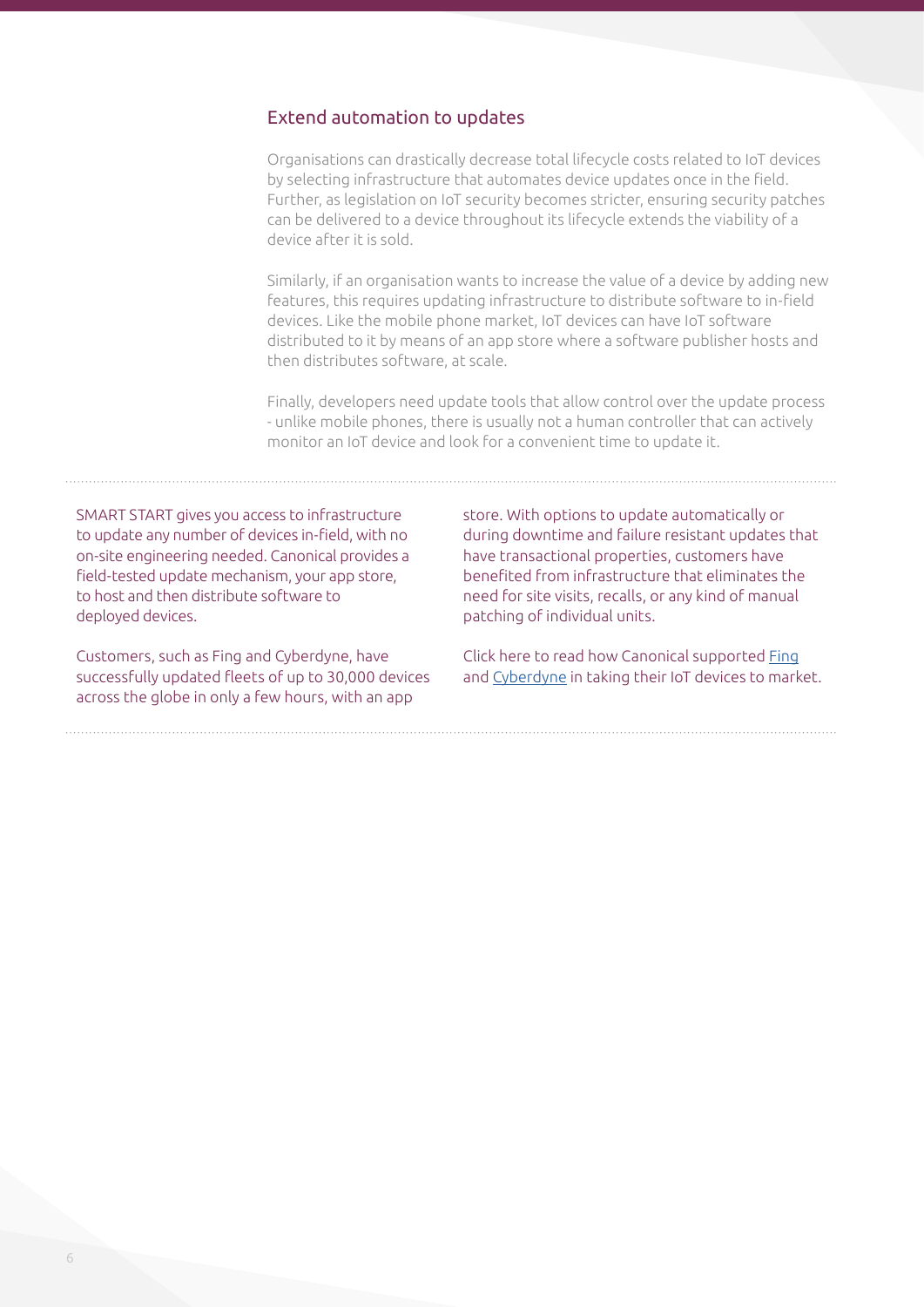## Extend automation to updates

Organisations can drastically decrease total lifecycle costs related to IoT devices by selecting infrastructure that automates device updates once in the field. Further, as legislation on IoT security becomes stricter, ensuring security patches can be delivered to a device throughout its lifecycle extends the viability of a device after it is sold.

Similarly, if an organisation wants to increase the value of a device by adding new features, this requires updating infrastructure to distribute software to in-field devices. Like the mobile phone market, IoT devices can have IoT software distributed to it by means of an app store where a software publisher hosts and then distributes software, at scale.

Finally, developers need update tools that allow control over the update process - unlike mobile phones, there is usually not a human controller that can actively monitor an IoT device and look for a convenient time to update it.

---

SMART START gives you access to infrastructure to update any number of devices in-field, with no on-site engineering needed. Canonical provides a field-tested update mechanism, your app store, to host and then distribute software to deployed devices.

Customers, such as Fing and Cyberdyne, have successfully updated fleets of up to 30,000 devices across the globe in only a few hours, with an app store. With options to update automatically or during downtime and failure resistant updates that have transactional properties, customers have benefited from infrastructure that eliminates the need for site visits, recalls, or any kind of manual patching of individual units.

Click here to read how Canonical supported Fing and Cyberdyne in taking their IoT devices to market.

---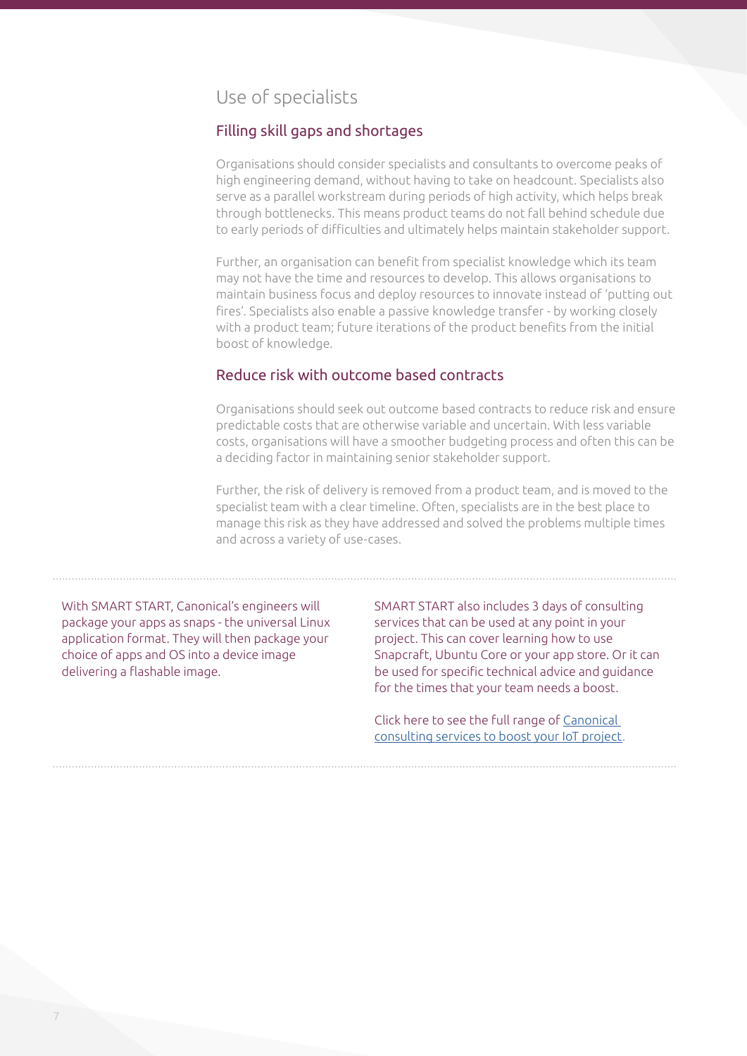## Use of specialists

### Filling skill gaps and shortages

Organisations should consider specialists and consultants to overcome peaks of high engineering demand, without having to take on headcount. Specialists also serve as a parallel workstream during periods of high activity, which helps break through bottlenecks. This means product teams do not fall behind schedule due to early periods of difficulties and ultimately helps maintain stakeholder support.

Further, an organisation can benefit from specialist knowledge which its team may not have the time and resources to develop. This allows organisations to maintain business focus and deploy resources to innovate instead of 'putting out fires'. Specialists also enable a passive knowledge transfer - by working closely with a product team; future iterations of the product benefits from the initial boost of knowledge.

### Reduce risk with outcome based contracts

Organisations should seek out outcome based contracts to reduce risk and ensure predictable costs that are otherwise variable and uncertain. With less variable costs, organisations will have a smoother budgeting process and often this can be a deciding factor in maintaining senior stakeholder support.

Further, the risk of delivery is removed from a product team, and is moved to the specialist team with a clear timeline. Often, specialists are in the best place to manage this risk as they have addressed and solved the problems multiple times and across a variety of use-cases.

---

With SMART START, Canonical's engineers will package your apps as snaps - the universal Linux application format. They will then package your choice of apps and OS into a device image delivering a flashable image.

SMART START also includes 3 days of consulting services that can be used at any point in your project. This can cover learning how to use Snapcraft, Ubuntu Core or your app store. Or it can be used for specific technical advice and guidance for the times that your team needs a boost.

Click here to see the full range of [Canonical consulting services to boost your IoT project](#).

---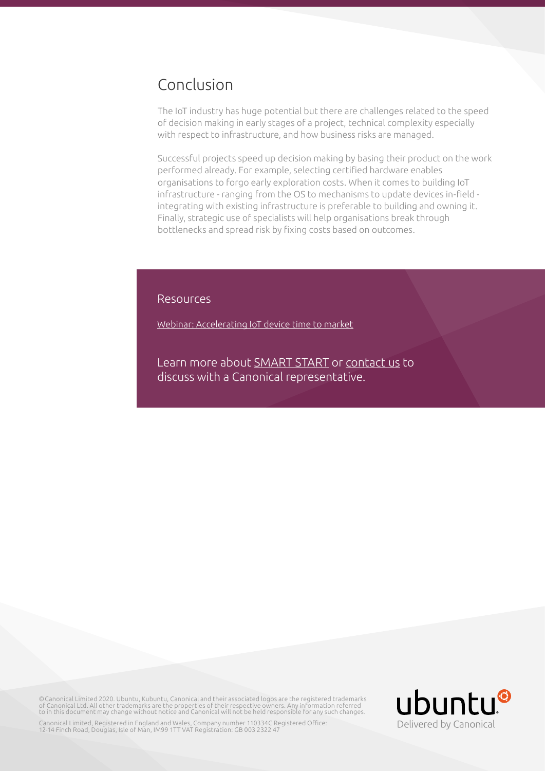## Conclusion

The IoT industry has huge potential but there are challenges related to the speed of decision making in early stages of a project, technical complexity especially with respect to infrastructure, and how business risks are managed.

Successful projects speed up decision making by basing their product on the work performed already. For example, selecting certified hardware enables organisations to forgo early exploration costs. When it comes to building IoT infrastructure - ranging from the OS to mechanisms to update devices in-field - integrating with existing infrastructure is preferable to building and owning it. Finally, strategic use of specialists will help organisations break through bottlenecks and spread risk by fixing costs based on outcomes.

### Resources

Webinar: Accelerating IoT device time to market

Learn more about SMART START or contact us to discuss with a Canonical representative.

© Canonical Limited 2020. Ubuntu, Kubuntu, Canonical and their associated logos are the registered trademarks of Canonical Ltd. All other trademarks are the properties of their respective owners. Any information referred to in this document may change without notice and Canonical will not be held responsible for any such changes.

Canonical Limited, Registered in England and Wales, Company number 110334C Registered Office: 12-14 Finch Road, Douglas, Isle of Man, IM99 1TT VAT Registration: GB 003 2322 47

ubuntu

Delivered by Canonical